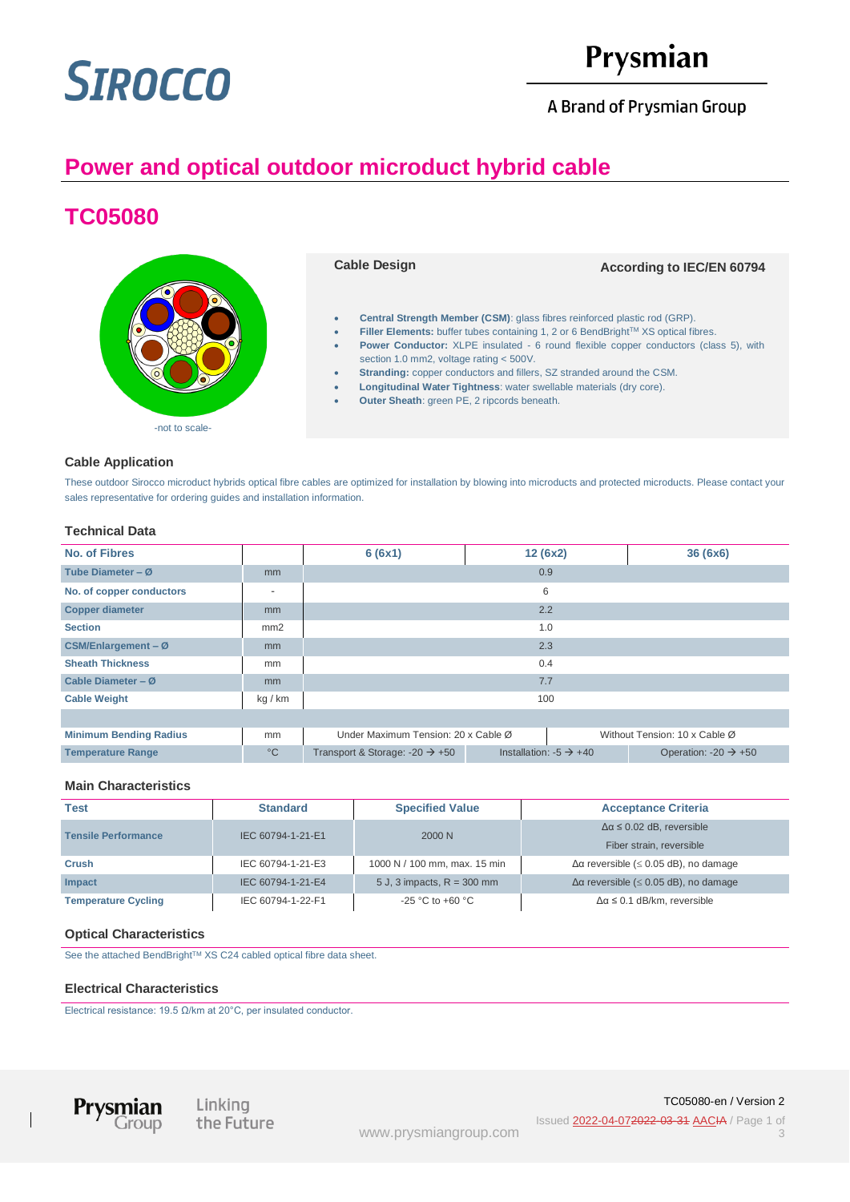SIROCCO

Prysmian

A Brand of Prysmian Group

# Power and optical outdoor microduct hybrid cable

## TC05080

-not to scale-

### Cable Design

**According to IEC/EN 60794**

- **Central Strength Member (CSM)**: glass fibres reinforced plastic rod (GRP).
- **Filler Elements:** buffer tubes containing 1, 2 or 6 BendBright[TM] XS optical fibres.
- **Power Conductor:** XLPE insulated - 6 round flexible copper conductors (class 5), with section 1.0 mm2, voltage rating < 500V.
- **Stranding:** copper conductors and fillers, SZ stranded around the CSM.
- **Longitudinal Water Tightness**: water swellable materials (dry core).
- **Outer Sheath**: green PE, 2 ripcords beneath.

### Cable Application

These outdoor Sirocco microduct hybrids optical fibre cables are optimized for installation by blowing into microducts and protected microducts. Please contact your sales representative for ordering guides and installation information.

### Technical Data

| No. of Fibres | | 6 (6x1) | 12 (6x2) | 36 (6x6) |
|---|---|---|---|---|
| Tube Diameter – Ø | mm | 0.9 | | |
| No. of copper conductors | - | 6 | | |
| Copper diameter | mm | 2.2 | | |
| Section | mm2 | 1.0 | | |
| CSM/Enlargement – Ø | mm | 2.3 | | |
| Sheath Thickness | mm | 0.4 | | |
| Cable Diameter – Ø | mm | 7.7 | | |
| Cable Weight | kg / km | 100 | | |
| | | | | |
| Minimum Bending Radius | mm | Under Maximum Tension: 20 x Cable Ø | | Without Tension: 10 x Cable Ø |
| Temperature Range | °C | Transport & Storage: -20 → +50 | Installation: -5 → +40 | Operation: -20 → +50 |

### Main Characteristics

| Test | Standard | Specified Value | Acceptance Criteria |
|---|---|---|---|
| Tensile Performance | IEC 60794-1-21-E1 | 2000 N | Δα ≤ 0.02 dB, reversible<br>Fiber strain, reversible |
| Crush | IEC 60794-1-21-E3 | 1000 N / 100 mm, max. 15 min | Δα reversible (≤ 0.05 dB), no damage |
| Impact | IEC 60794-1-21-E4 | 5 J, 3 impacts, R = 300 mm | Δα reversible (≤ 0.05 dB), no damage |
| Temperature Cycling | IEC 60794-1-22-F1 | -25 °C to +60 °C | Δα ≤ 0.1 dB/km, reversible |

### Optical Characteristics

See the attached BendBright[TM] XS C24 cabled optical fibre data sheet.

### Electrical Characteristics

Electrical resistance: 19.5 Ω/km at 20°C, per insulated conductor.

TC05080-en / Version 2

Issued 2022-04-072022-03-31 AACIA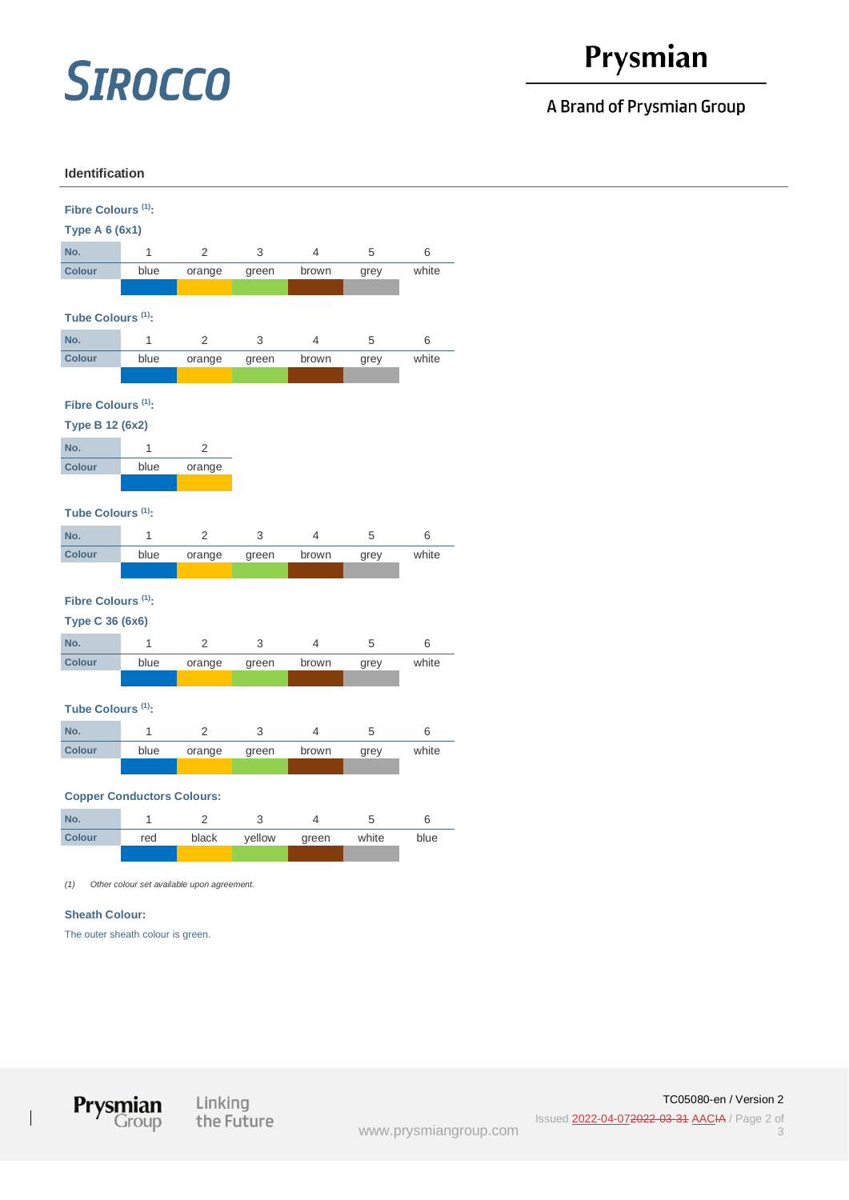## Identification

**Fibre Colours [1]:**

**Type A 6 (6x1)**

| No. | 1 | 2 | 3 | 4 | 5 | 6 |
|---|---|---|---|---|---|---|
| Colour | blue | orange | green | brown | grey | white |

**Tube Colours [1]:**

| No. | 1 | 2 | 3 | 4 | 5 | 6 |
|---|---|---|---|---|---|---|
| Colour | blue | orange | green | brown | grey | white |

**Fibre Colours [1]:**

**Type B 12 (6x2)**

| No. | 1 | 2 |
|---|---|---|
| Colour | blue | orange |

**Tube Colours [1]:**

| No. | 1 | 2 | 3 | 4 | 5 | 6 |
|---|---|---|---|---|---|---|
| Colour | blue | orange | green | brown | grey | white |

**Fibre Colours [1]:**

**Type C 36 (6x6)**

| No. | 1 | 2 | 3 | 4 | 5 | 6 |
|---|---|---|---|---|---|---|
| Colour | blue | orange | green | brown | grey | white |

**Tube Colours [1]:**

| No. | 1 | 2 | 3 | 4 | 5 | 6 |
|---|---|---|---|---|---|---|
| Colour | blue | orange | green | brown | grey | white |

**Copper Conductors Colours:**

| No. | 1 | 2 | 3 | 4 | 5 | 6 |
|---|---|---|---|---|---|---|
| Colour | red | black | yellow | green | white | blue |

*(1) Other colour set available upon agreement.*

**Sheath Colour:**

The outer sheath colour is green.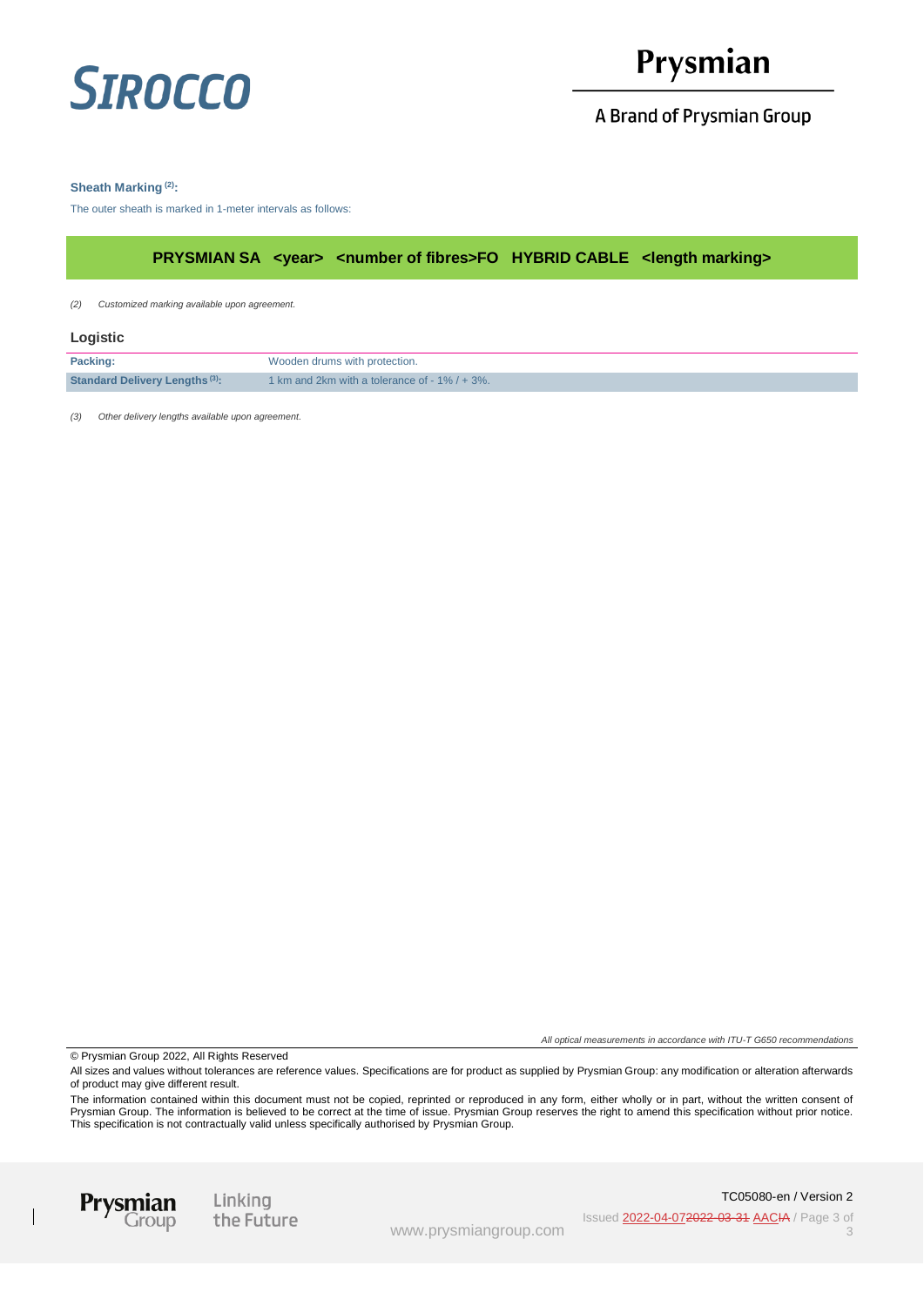**Sheath Marking [2]:**

The outer sheath is marked in 1-meter intervals as follows:

**PRYSMIAN SA <year> <number of fibres>FO HYBRID CABLE <length marking>**

*(2) Customized marking available upon agreement.*

### Logistic

| | |
|---|---|
| **Packing:** | Wooden drums with protection. |
| **Standard Delivery Lengths [3]:** | 1 km and 2km with a tolerance of - 1% / + 3%. |

*(3) Other delivery lengths available upon agreement.*

*All optical measurements in accordance with ITU-T G650 recommendations*

© Prysmian Group 2022, All Rights Reserved

All sizes and values without tolerances are reference values. Specifications are for product as supplied by Prysmian Group: any modification or alteration afterwards of product may give different result.

The information contained within this document must not be copied, reprinted or reproduced in any form, either wholly or in part, without the written consent of Prysmian Group. The information is believed to be correct at the time of issue. Prysmian Group reserves the right to amend this specification without prior notice. This specification is not contractually valid unless specifically authorised by Prysmian Group.

TC05080-en / Version 2

Issued 2022-04-07~~2022-03-31~~ AAC~~IA~~